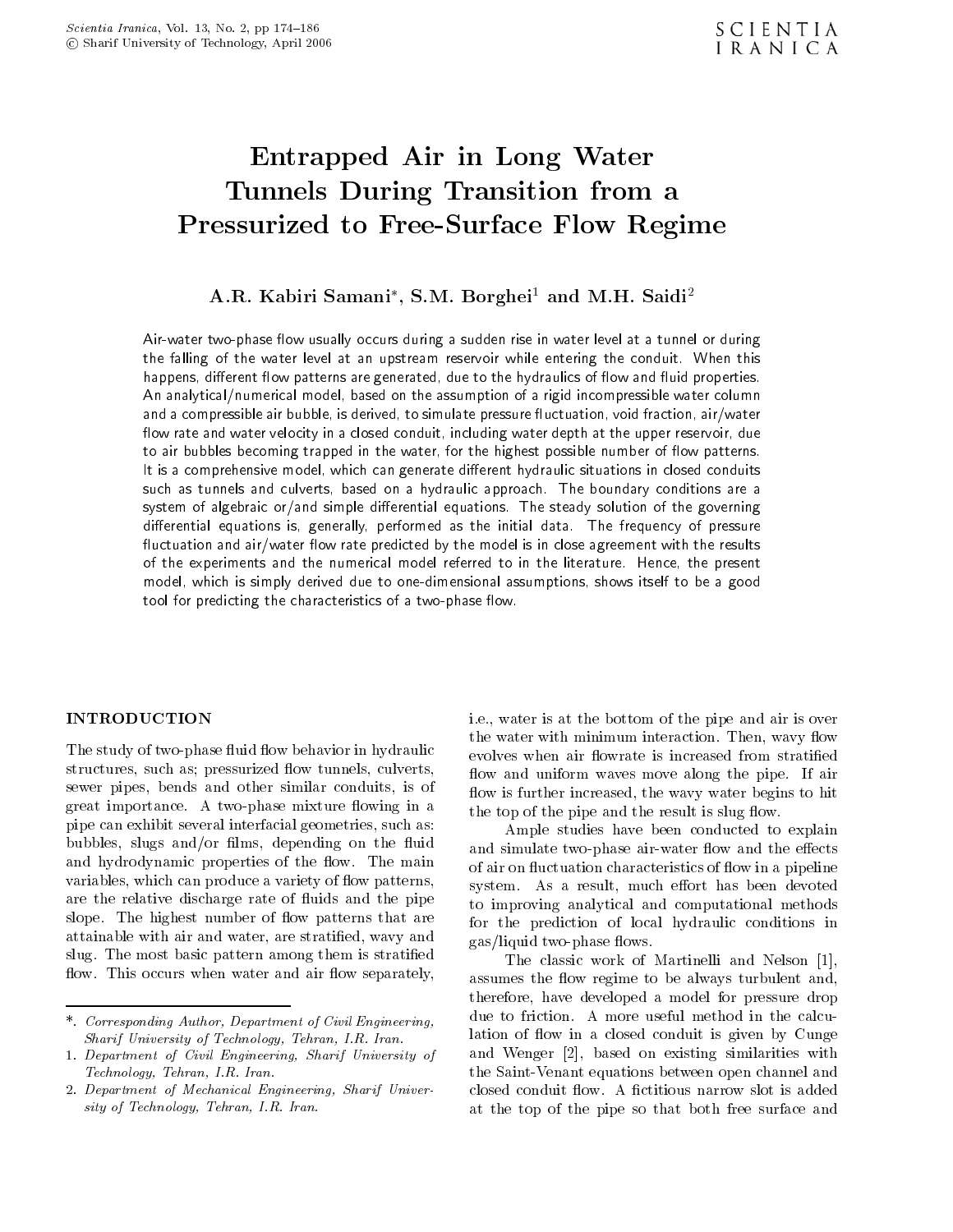# Entrapped Air in Long Water Tunnels During Transition from a Pressurized to Free-Surface Flow Regime

**A.R. Kabiri Samani*, S.M. Borghei[1] and M.H. Saidi[2]**

Air-water two-phase flow usually occurs during a sudden rise in water level at a tunnel or during the falling of the water level at an upstream reservoir while entering the conduit. When this happens, different flow patterns are generated, due to the hydraulics of flow and fluid properties. An analytical/numerical model, based on the assumption of a rigid incompressible water column and a compressible air bubble, is derived, to simulate pressure fluctuation, void fraction, air/water flow rate and water velocity in a closed conduit, including water depth at the upper reservoir, due to air bubbles becoming trapped in the water, for the highest possible number of flow patterns. It is a comprehensive model, which can generate different hydraulic situations in closed conduits such as tunnels and culverts, based on a hydraulic approach. The boundary conditions are a system of algebraic or/and simple differential equations. The steady solution of the governing differential equations is, generally, performed as the initial data. The frequency of pressure fluctuation and air/water flow rate predicted by the model is in close agreement with the results of the experiments and the numerical model referred to in the literature. Hence, the present model, which is simply derived due to one-dimensional assumptions, shows itself to be a good tool for predicting the characteristics of a two-phase flow.

## INTRODUCTION

The study of two-phase fluid flow behavior in hydraulic structures, such as; pressurized flow tunnels, culverts, sewer pipes, bends and other similar conduits, is of great importance. A two-phase mixture flowing in a pipe can exhibit several interfacial geometries, such as: bubbles, slugs and/or films, depending on the fluid and hydrodynamic properties of the flow. The main variables, which can produce a variety of flow patterns, are the relative discharge rate of fluids and the pipe slope. The highest number of flow patterns that are attainable with air and water, are stratified, wavy and slug. The most basic pattern among them is stratified flow. This occurs when water and air flow separately, i.e., water is at the bottom of the pipe and air is over the water with minimum interaction. Then, wavy flow evolves when air flowrate is increased from stratified flow and uniform waves move along the pipe. If air flow is further increased, the wavy water begins to hit the top of the pipe and the result is slug flow.

Ample studies have been conducted to explain and simulate two-phase air-water flow and the effects of air on fluctuation characteristics of flow in a pipeline system. As a result, much effort has been devoted to improving analytical and computational methods for the prediction of local hydraulic conditions in gas/liquid two-phase flows.

The classic work of Martinelli and Nelson [1], assumes the flow regime to be always turbulent and, therefore, have developed a model for pressure drop due to friction. A more useful method in the calculation of flow in a closed conduit is given by Cunge and Wenger [2], based on existing similarities with the Saint-Venant equations between open channel and closed conduit flow. A fictitious narrow slot is added at the top of the pipe so that both free surface and

*. *Corresponding Author, Department of Civil Engineering, Sharif University of Technology, Tehran, I.R. Iran.*

1. *Department of Civil Engineering, Sharif University of Technology, Tehran, I.R. Iran.*

2. *Department of Mechanical Engineering, Sharif University of Technology, Tehran, I.R. Iran.*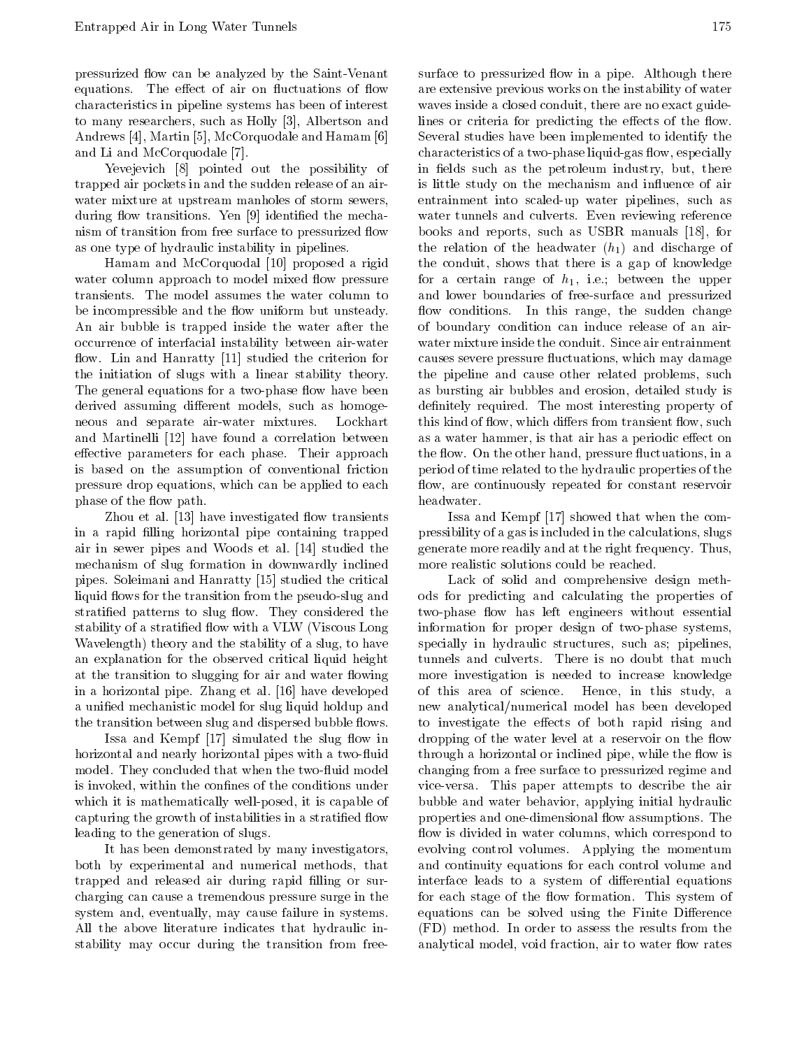pressurized flow can be analyzed by the Saint-Venant equations. The effect of air on fluctuations of flow characteristics in pipeline systems has been of interest to many researchers, such as Holly [3], Albertson and Andrews [4], Martin [5], McCorquodale and Hamam [6] and Li and McCorquodale [7].

Yevejevich [8] pointed out the possibility of trapped air pockets in and the sudden release of an air-water mixture at upstream manholes of storm sewers, during flow transitions. Yen [9] identified the mechanism of transition from free surface to pressurized flow as one type of hydraulic instability in pipelines.

Hamam and McCorquodal [10] proposed a rigid water column approach to model mixed flow pressure transients. The model assumes the water column to be incompressible and the flow uniform but unsteady. An air bubble is trapped inside the water after the occurrence of interfacial instability between air-water flow. Lin and Hanratty [11] studied the criterion for the initiation of slugs with a linear stability theory. The general equations for a two-phase flow have been derived assuming different models, such as homogeneous and separate air-water mixtures. Lockhart and Martinelli [12] have found a correlation between effective parameters for each phase. Their approach is based on the assumption of conventional friction pressure drop equations, which can be applied to each phase of the flow path.

Zhou et al. [13] have investigated flow transients in a rapid filling horizontal pipe containing trapped air in sewer pipes and Woods et al. [14] studied the mechanism of slug formation in downwardly inclined pipes. Soleimani and Hanratty [15] studied the critical liquid flows for the transition from the pseudo-slug and stratified patterns to slug flow. They considered the stability of a stratified flow with a VLW (Viscous Long Wavelength) theory and the stability of a slug, to have an explanation for the observed critical liquid height at the transition to slugging for air and water flowing in a horizontal pipe. Zhang et al. [16] have developed a unified mechanistic model for slug liquid holdup and the transition between slug and dispersed bubble flows.

Issa and Kempf [17] simulated the slug flow in horizontal and nearly horizontal pipes with a two-fluid model. They concluded that when the two-fluid model is invoked, within the confines of the conditions under which it is mathematically well-posed, it is capable of capturing the growth of instabilities in a stratified flow leading to the generation of slugs.

It has been demonstrated by many investigators, both by experimental and numerical methods, that trapped and released air during rapid filling or surcharging can cause a tremendous pressure surge in the system and, eventually, may cause failure in systems. All the above literature indicates that hydraulic instability may occur during the transition from free-surface to pressurized flow in a pipe. Although there are extensive previous works on the instability of water waves inside a closed conduit, there are no exact guidelines or criteria for predicting the effects of the flow. Several studies have been implemented to identify the characteristics of a two-phase liquid-gas flow, especially in fields such as the petroleum industry, but, there is little study on the mechanism and influence of air entrainment into scaled-up water pipelines, such as water tunnels and culverts. Even reviewing reference books and reports, such as USBR manuals [18], for the relation of the headwater ($h_1$) and discharge of the conduit, shows that there is a gap of knowledge for a certain range of $h_1$, i.e.; between the upper and lower boundaries of free-surface and pressurized flow conditions. In this range, the sudden change of boundary condition can induce release of an air-water mixture inside the conduit. Since air entrainment causes severe pressure fluctuations, which may damage the pipeline and cause other related problems, such as bursting air bubbles and erosion, detailed study is definitely required. The most interesting property of this kind of flow, which differs from transient flow, such as a water hammer, is that air has a periodic effect on the flow. On the other hand, pressure fluctuations, in a period of time related to the hydraulic properties of the flow, are continuously repeated for constant reservoir headwater.

Issa and Kempf [17] showed that when the compressibility of a gas is included in the calculations, slugs generate more readily and at the right frequency. Thus, more realistic solutions could be reached.

Lack of solid and comprehensive design methods for predicting and calculating the properties of two-phase flow has left engineers without essential information for proper design of two-phase systems, specially in hydraulic structures, such as; pipelines, tunnels and culverts. There is no doubt that much more investigation is needed to increase knowledge of this area of science. Hence, in this study, a new analytical/numerical model has been developed to investigate the effects of both rapid rising and dropping of the water level at a reservoir on the flow through a horizontal or inclined pipe, while the flow is changing from a free surface to pressurized regime and vice-versa. This paper attempts to describe the air bubble and water behavior, applying initial hydraulic properties and one-dimensional flow assumptions. The flow is divided in water columns, which correspond to evolving control volumes. Applying the momentum and continuity equations for each control volume and interface leads to a system of differential equations for each stage of the flow formation. This system of equations can be solved using the Finite Difference (FD) method. In order to assess the results from the analytical model, void fraction, air to water flow rates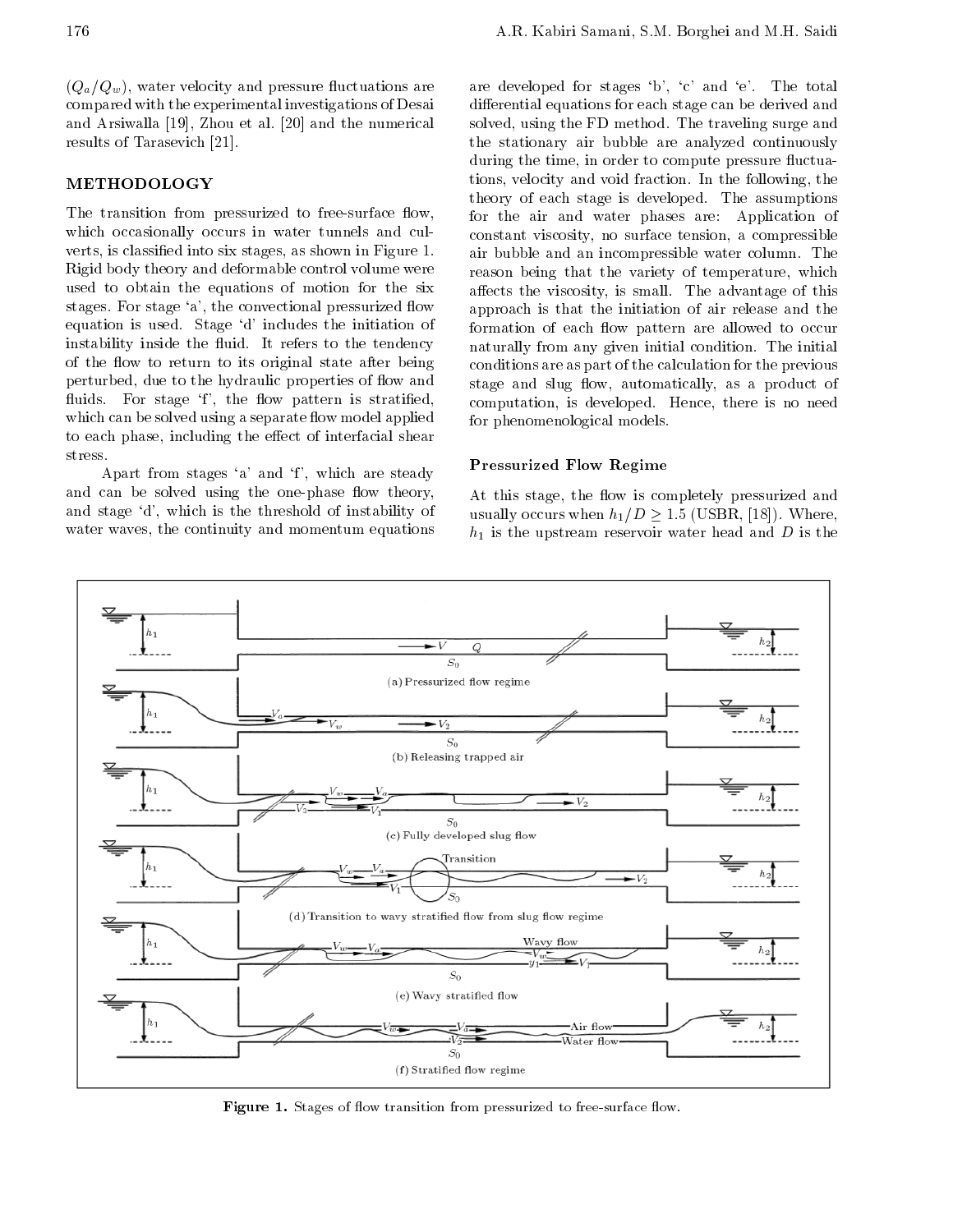($Q_a/Q_w$), water velocity and pressure fluctuations are compared with the experimental investigations of Desai and Arsiwalla [19], Zhou et al. [20] and the numerical results of Tarasevich [21].

## METHODOLOGY

The transition from pressurized to free-surface flow, which occasionally occurs in water tunnels and culverts, is classified into six stages, as shown in Figure 1. Rigid body theory and deformable control volume were used to obtain the equations of motion for the six stages. For stage 'a', the convectional pressurized flow equation is used. Stage 'd' includes the initiation of instability inside the fluid. It refers to the tendency of the flow to return to its original state after being perturbed, due to the hydraulic properties of flow and fluids. For stage 'f', the flow pattern is stratified, which can be solved using a separate flow model applied to each phase, including the effect of interfacial shear stress.

Apart from stages 'a' and 'f', which are steady and can be solved using the one-phase flow theory, and stage 'd', which is the threshold of instability of water waves, the continuity and momentum equations are developed for stages 'b', 'c' and 'e'. The total differential equations for each stage can be derived and solved, using the FD method. The traveling surge and the stationary air bubble are analyzed continuously during the time, in order to compute pressure fluctuations, velocity and void fraction. In the following, the theory of each stage is developed. The assumptions for the air and water phases are: Application of constant viscosity, no surface tension, a compressible air bubble and an incompressible water column. The reason being that the variety of temperature, which affects the viscosity, is small. The advantage of this approach is that the initiation of air release and the formation of each flow pattern are allowed to occur naturally from any given initial condition. The initial conditions are as part of the calculation for the previous stage and slug flow, automatically, as a product of computation, is developed. Hence, there is no need for phenomenological models.

### Pressurized Flow Regime

At this stage, the flow is completely pressurized and usually occurs when $h_1/D \geq 1.5$ (USBR, [18]). Where, $h_1$ is the upstream reservoir water head and $D$ is the

(a) Pressurized flow regime

(b) Releasing trapped air

(c) Fully developed slug flow

(d) Transition to wavy stratified flow from slug flow regime

(e) Wavy stratified flow

(f) Stratified flow regime

**Figure 1.** Stages of flow transition from pressurized to free-surface flow.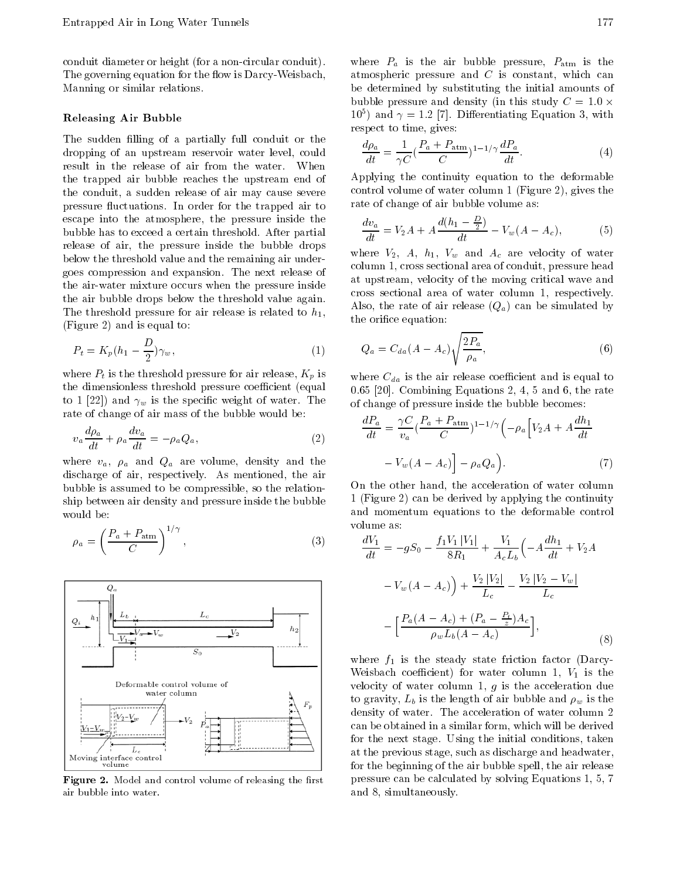conduit diameter or height (for a non-circular conduit). The governing equation for the flow is Darcy-Weisbach, Manning or similar relations.

### Releasing Air Bubble

The sudden filling of a partially full conduit or the dropping of an upstream reservoir water level, could result in the release of air from the water. When the trapped air bubble reaches the upstream end of the conduit, a sudden release of air may cause severe pressure fluctuations. In order for the trapped air to escape into the atmosphere, the pressure inside the bubble has to exceed a certain threshold. After partial release of air, the pressure inside the bubble drops below the threshold value and the remaining air undergoes compression and expansion. The next release of the air-water mixture occurs when the pressure inside the air bubble drops below the threshold value again. The threshold pressure for air release is related to $h_1$, (Figure 2) and is equal to:

$$P_t = K_p(h_1 - \frac{D}{2})\gamma_w, \tag{1}$$

where $P_t$ is the threshold pressure for air release, $K_p$ is the dimensionless threshold pressure coefficient (equal to 1 [22]) and $\gamma_w$ is the specific weight of water. The rate of change of air mass of the bubble would be:

$$v_a \frac{d\rho_a}{dt} + \rho_a \frac{dv_a}{dt} = -\rho_a Q_a, \tag{2}$$

where $v_a$, $\rho_a$ and $Q_a$ are volume, density and the discharge of air, respectively. As mentioned, the air bubble is assumed to be compressible, so the relationship between air density and pressure inside the bubble would be:

$$\rho_a = \left(\frac{P_a + P_{\text{atm}}}{C}\right)^{1/\gamma}, \tag{3}$$

Figure 2. Model and control volume of releasing the first air bubble into water.

where $P_a$ is the air bubble pressure, $P_{\text{atm}}$ is the atmospheric pressure and $C$ is constant, which can be determined by substituting the initial amounts of bubble pressure and density (in this study $C = 1.0 \times 10^5$) and $\gamma = 1.2$ [7]. Differentiating Equation 3, with respect to time, gives:

$$\frac{d\rho_a}{dt} = \frac{1}{\gamma C}\left(\frac{P_a + P_{\text{atm}}}{C}\right)^{1-1/\gamma} \frac{dP_a}{dt}. \tag{4}$$

Applying the continuity equation to the deformable control volume of water column 1 (Figure 2), gives the rate of change of air bubble volume as:

$$\frac{dv_a}{dt} = V_2 A + A\frac{d(h_1 - \frac{D}{2})}{dt} - V_w(A - A_c), \tag{5}$$

where $V_2$, $A$, $h_1$, $V_w$ and $A_c$ are velocity of water column 1, cross sectional area of conduit, pressure head at upstream, velocity of the moving critical wave and cross sectional area of water column 1, respectively. Also, the rate of air release ($Q_a$) can be simulated by the orifice equation:

$$Q_a = C_{da}(A - A_c)\sqrt{\frac{2P_a}{\rho_a}}, \tag{6}$$

where $C_{da}$ is the air release coefficient and is equal to 0.65 [20]. Combining Equations 2, 4, 5 and 6, the rate of change of pressure inside the bubble becomes:

$$\frac{dP_a}{dt} = \frac{\gamma C}{v_a}\left(\frac{P_a + P_{\text{atm}}}{C}\right)^{1-1/\gamma}\Big(-\rho_a\Big[V_2 A + A\frac{dh_1}{dt} - V_w(A - A_c)\Big] - \rho_a Q_a\Big). \tag{7}$$

On the other hand, the acceleration of water column 1 (Figure 2) can be derived by applying the continuity and momentum equations to the deformable control volume as:

$$\frac{dV_1}{dt} = -gS_0 - \frac{f_1 V_1 |V_1|}{8R_1} + \frac{V_1}{A_c L_b}\Big(-A\frac{dh_1}{dt} + V_2 A - V_w(A - A_c)\Big) + \frac{V_2|V_2|}{L_c} - \frac{V_2|V_2 - V_w|}{L_c} - \Big[\frac{P_a(A - A_c) + (P_a - \frac{P_t}{z})A_c}{\rho_w L_b (A - A_c)}\Big], \tag{8}$$

where $f_1$ is the steady state friction factor (Darcy-Weisbach coefficient) for water column 1, $V_1$ is the velocity of water column 1, $g$ is the acceleration due to gravity, $L_b$ is the length of air bubble and $\rho_w$ is the density of water. The acceleration of water column 2 can be obtained in a similar form, which will be derived for the next stage. Using the initial conditions, taken at the previous stage, such as discharge and headwater, for the beginning of the air bubble spell, the air release pressure can be calculated by solving Equations 1, 5, 7 and 8, simultaneously.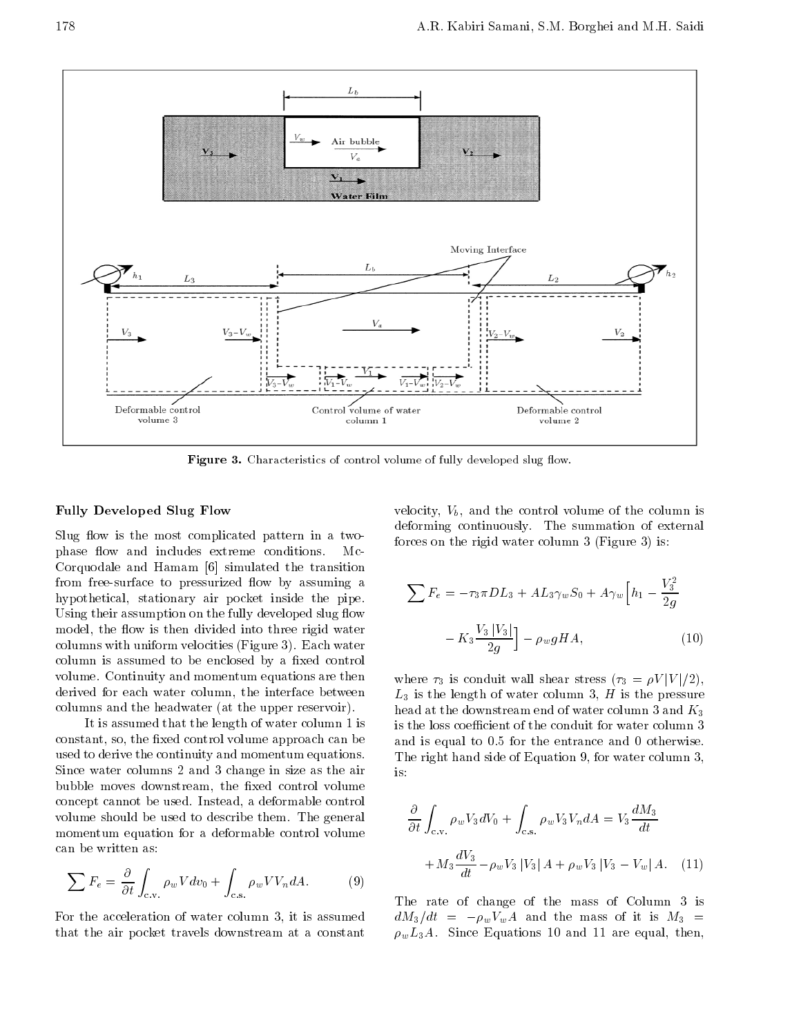Figure 3. Characteristics of control volume of fully developed slug flow.

## Fully Developed Slug Flow

Slug flow is the most complicated pattern in a two-phase flow and includes extreme conditions. McCorquodale and Hamam [6] simulated the transition from free-surface to pressurized flow by assuming a hypothetical, stationary air pocket inside the pipe. Using their assumption on the fully developed slug flow model, the flow is then divided into three rigid water columns with uniform velocities (Figure 3). Each water column is assumed to be enclosed by a fixed control volume. Continuity and momentum equations are then derived for each water column, the interface between columns and the headwater (at the upper reservoir).

It is assumed that the length of water column 1 is constant, so, the fixed control volume approach can be used to derive the continuity and momentum equations. Since water columns 2 and 3 change in size as the air bubble moves downstream, the fixed control volume concept cannot be used. Instead, a deformable control volume should be used to describe them. The general momentum equation for a deformable control volume can be written as:

$$\sum F_e = \frac{\partial}{\partial t}\int_{\text{c.v.}} \rho_w V dv_0 + \int_{\text{c.s.}} \rho_w V V_n dA. \tag{9}$$

For the acceleration of water column 3, it is assumed that the air pocket travels downstream at a constant velocity, $V_b$, and the control volume of the column is deforming continuously. The summation of external forces on the rigid water column 3 (Figure 3) is:

$$\sum F_e = -\tau_3 \pi D L_3 + A L_3 \gamma_w S_0 + A\gamma_w \Big[h_1 - \frac{V_3^2}{2g} - K_3 \frac{V_3\,|V_3|}{2g}\Big] - \rho_w g H A, \tag{10}$$

where $\tau_3$ is conduit wall shear stress ($\tau_3 = \rho V|V|/2$), $L_3$ is the length of water column 3, $H$ is the pressure head at the downstream end of water column 3 and $K_3$ is the loss coefficient of the conduit for water column 3 and is equal to 0.5 for the entrance and 0 otherwise. The right hand side of Equation 9, for water column 3, is:

$$\frac{\partial}{\partial t}\int_{\text{c.v.}} \rho_w V_3 dV_0 + \int_{\text{c.s.}} \rho_w V_3 V_n dA = V_3 \frac{dM_3}{dt} + M_3 \frac{dV_3}{dt} - \rho_w V_3\,|V_3|\,A + \rho_w V_3\,|V_3 - V_w|\,A. \tag{11}$$

The rate of change of the mass of Column 3 is $dM_3/dt = -\rho_w V_w A$ and the mass of it is $M_3 = \rho_w L_3 A$. Since Equations 10 and 11 are equal, then,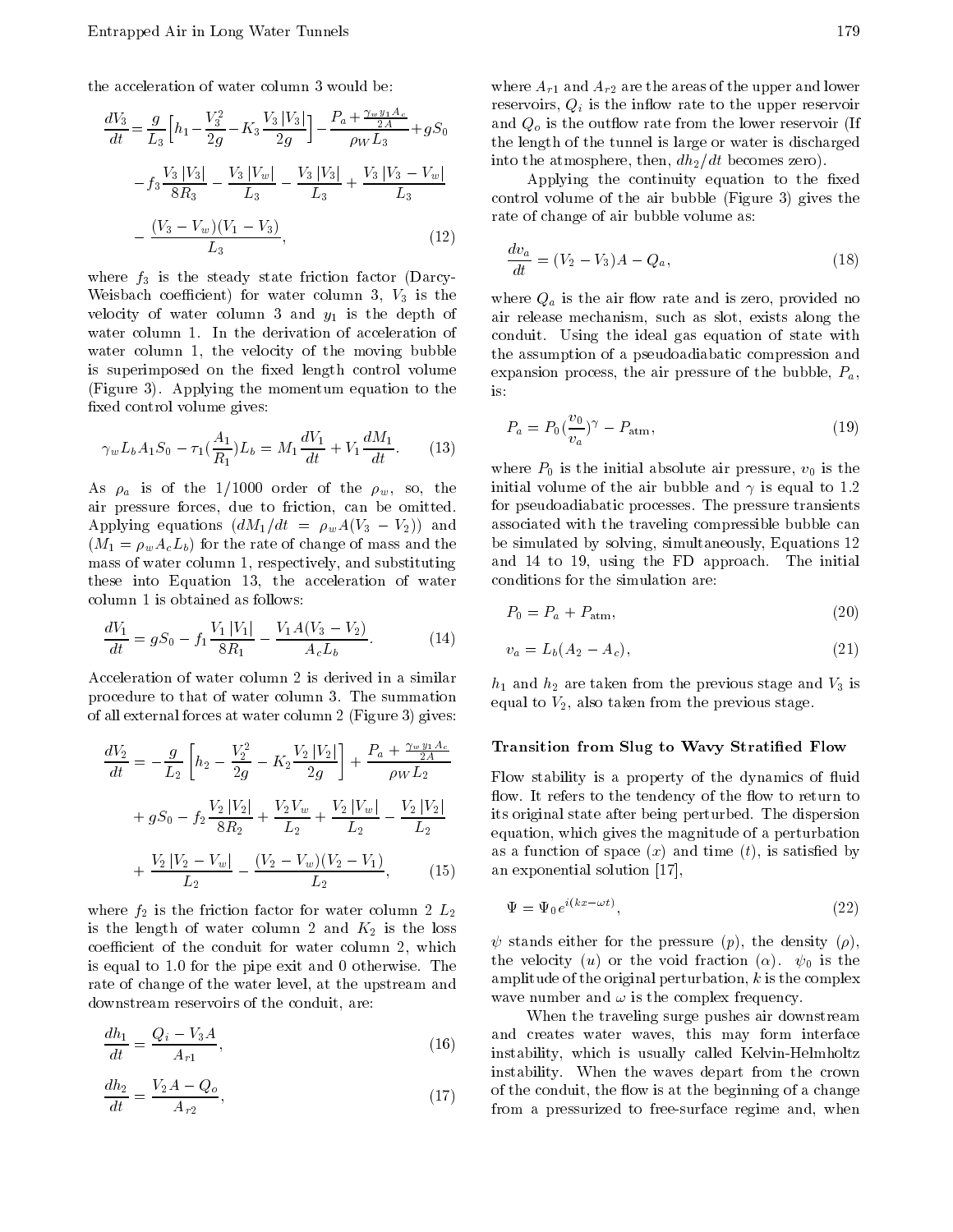the acceleration of water column 3 would be:

$$\frac{dV_3}{dt}=\frac{g}{L_3}\left[h_1-\frac{V_3^2}{2g}-K_3\frac{V_3\,|V_3|}{2g}\right]-\frac{P_a+\frac{\gamma_w y_1 A_c}{2A}}{\rho_W L_3}+gS_0$$
$$-f_3\frac{V_3\,|V_3|}{8R_3}-\frac{V_3\,|V_w|}{L_3}-\frac{V_3\,|V_3|}{L_3}+\frac{V_3\,|V_3-V_w|}{L_3}$$
$$-\frac{(V_3-V_w)(V_1-V_3)}{L_3}, \tag{12}$$

where $f_3$ is the steady state friction factor (Darcy-Weisbach coefficient) for water column 3, $V_3$ is the velocity of water column 3 and $y_1$ is the depth of water column 1. In the derivation of acceleration of water column 1, the velocity of the moving bubble is superimposed on the fixed length control volume (Figure 3). Applying the momentum equation to the fixed control volume gives:

$$\gamma_w L_b A_1 S_0-\tau_1\left(\frac{A_1}{R_1}\right)L_b=M_1\frac{dV_1}{dt}+V_1\frac{dM_1}{dt}. \tag{13}$$

As $\rho_a$ is of the 1/1000 order of the $\rho_w$, so, the air pressure forces, due to friction, can be omitted. Applying equations ($dM_1/dt=\rho_w A(V_3-V_2)$) and ($M_1=\rho_w A_c L_b$) for the rate of change of mass and the mass of water column 1, respectively, and substituting these into Equation 13, the acceleration of water column 1 is obtained as follows:

$$\frac{dV_1}{dt}=gS_0-f_1\frac{V_1\,|V_1|}{8R_1}-\frac{V_1 A(V_3-V_2)}{A_c L_b}. \tag{14}$$

Acceleration of water column 2 is derived in a similar procedure to that of water column 3. The summation of all external forces at water column 2 (Figure 3) gives:

$$\frac{dV_2}{dt}=-\frac{g}{L_2}\left[h_2-\frac{V_2^2}{2g}-K_2\frac{V_2\,|V_2|}{2g}\right]+\frac{P_a+\frac{\gamma_w y_1 A_c}{2A}}{\rho_W L_2}$$
$$+gS_0-f_2\frac{V_2\,|V_2|}{8R_2}+\frac{V_2 V_w}{L_2}+\frac{V_2\,|V_w|}{L_2}-\frac{V_2\,|V_2|}{L_2}$$
$$+\frac{V_2\,|V_2-V_w|}{L_2}-\frac{(V_2-V_w)(V_2-V_1)}{L_2}, \tag{15}$$

where $f_2$ is the friction factor for water column 2 $L_2$ is the length of water column 2 and $K_2$ is the loss coefficient of the conduit for water column 2, which is equal to 1.0 for the pipe exit and 0 otherwise. The rate of change of the water level, at the upstream and downstream reservoirs of the conduit, are:

$$\frac{dh_1}{dt}=\frac{Q_i-V_3 A}{A_{r1}}, \tag{16}$$

$$\frac{dh_2}{dt}=\frac{V_2 A-Q_o}{A_{r2}}, \tag{17}$$

where $A_{r1}$ and $A_{r2}$ are the areas of the upper and lower reservoirs, $Q_i$ is the inflow rate to the upper reservoir and $Q_o$ is the outflow rate from the lower reservoir (If the length of the tunnel is large or water is discharged into the atmosphere, then, $dh_2/dt$ becomes zero).

Applying the continuity equation to the fixed control volume of the air bubble (Figure 3) gives the rate of change of air bubble volume as:

$$\frac{dv_a}{dt}=(V_2-V_3)A-Q_a, \tag{18}$$

where $Q_a$ is the air flow rate and is zero, provided no air release mechanism, such as slot, exists along the conduit. Using the ideal gas equation of state with the assumption of a pseudoadiabatic compression and expansion process, the air pressure of the bubble, $P_a$, is:

$$P_a=P_0\left(\frac{v_0}{v_a}\right)^{\gamma}-P_{\text{atm}}, \tag{19}$$

where $P_0$ is the initial absolute air pressure, $v_0$ is the initial volume of the air bubble and $\gamma$ is equal to 1.2 for pseudoadiabatic processes. The pressure transients associated with the traveling compressible bubble can be simulated by solving, simultaneously, Equations 12 and 14 to 19, using the FD approach. The initial conditions for the simulation are:

$$P_0=P_a+P_{\text{atm}}, \tag{20}$$

$$v_a=L_b(A_2-A_c), \tag{21}$$

$h_1$ and $h_2$ are taken from the previous stage and $V_3$ is equal to $V_2$, also taken from the previous stage.

## Transition from Slug to Wavy Stratified Flow

Flow stability is a property of the dynamics of fluid flow. It refers to the tendency of the flow to return to its original state after being perturbed. The dispersion equation, which gives the magnitude of a perturbation as a function of space ($x$) and time ($t$), is satisfied by an exponential solution [17],

$$\Psi=\Psi_0 e^{i(kx-\omega t)}, \tag{22}$$

$\psi$ stands either for the pressure ($p$), the density ($\rho$), the velocity ($u$) or the void fraction ($\alpha$). $\psi_0$ is the amplitude of the original perturbation, $k$ is the complex wave number and $\omega$ is the complex frequency.

When the traveling surge pushes air downstream and creates water waves, this may form interface instability, which is usually called Kelvin-Helmholtz instability. When the waves depart from the crown of the conduit, the flow is at the beginning of a change from a pressurized to free-surface regime and, when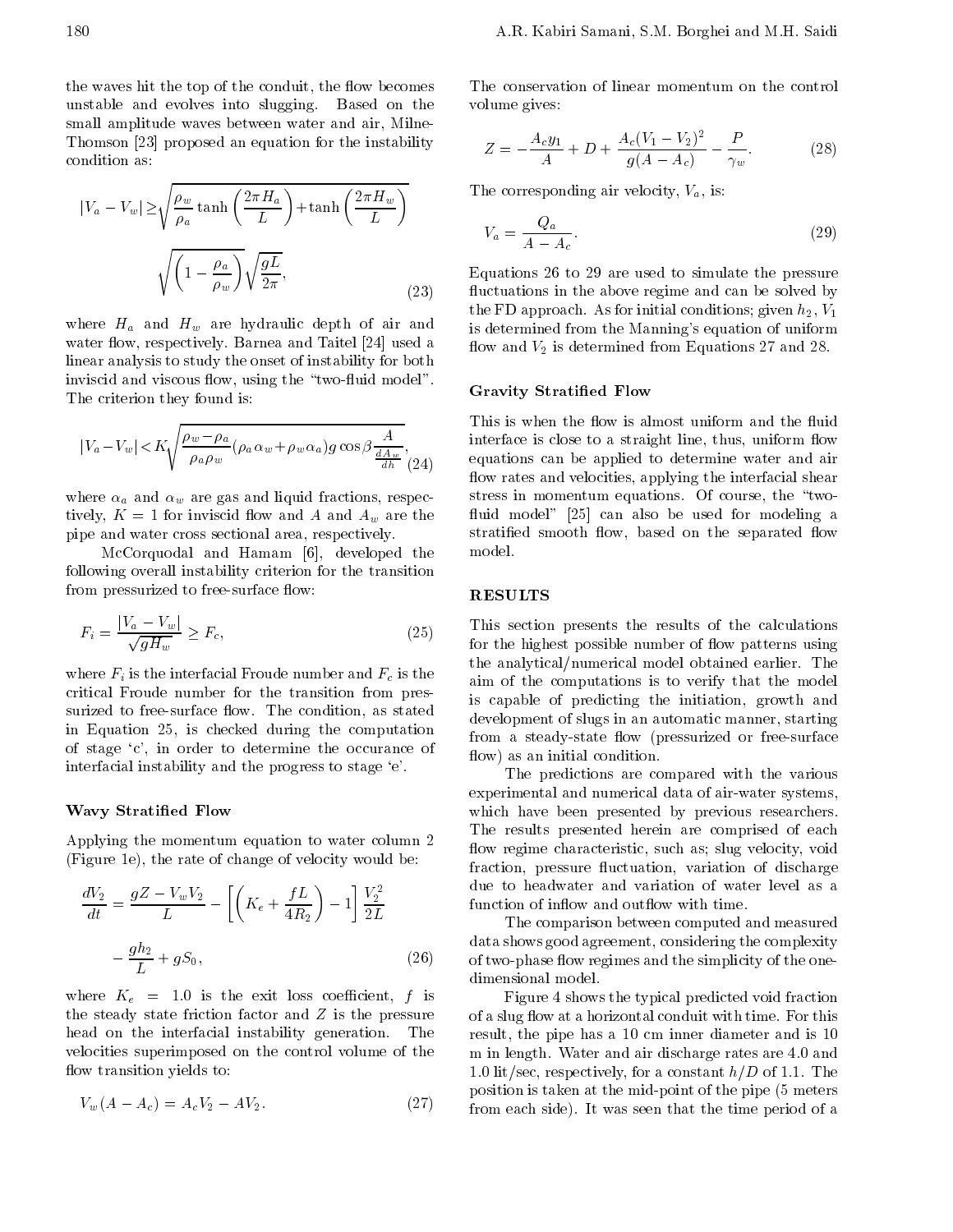the waves hit the top of the conduit, the flow becomes unstable and evolves into slugging. Based on the small amplitude waves between water and air, Milne-Thomson [23] proposed an equation for the instability condition as:

$$|V_a - V_w| \geq \sqrt{\frac{\rho_w}{\rho_a}\tanh\left(\frac{2\pi H_a}{L}\right)+\tanh\left(\frac{2\pi H_w}{L}\right)} \sqrt{\left(1-\frac{\rho_a}{\rho_w}\right)}\sqrt{\frac{gL}{2\pi}}, \tag{23}$$

where $H_a$ and $H_w$ are hydraulic depth of air and water flow, respectively. Barnea and Taitel [24] used a linear analysis to study the onset of instability for both inviscid and viscous flow, using the "two-fluid model". The criterion they found is:

$$|V_a - V_w| < K\sqrt{\frac{\rho_w - \rho_a}{\rho_a \rho_w}(\rho_a \alpha_w + \rho_w \alpha_a) g \cos\beta \frac{A}{\frac{dA_w}{dh}}}, \tag{24}$$

where $\alpha_a$ and $\alpha_w$ are gas and liquid fractions, respectively, $K = 1$ for inviscid flow and $A$ and $A_w$ are the pipe and water cross sectional area, respectively.

McCorquodal and Hamam [6], developed the following overall instability criterion for the transition from pressurized to free-surface flow:

$$F_i = \frac{|V_a - V_w|}{\sqrt{gH_w}} \geq F_c, \tag{25}$$

where $F_i$ is the interfacial Froude number and $F_c$ is the critical Froude number for the transition from pressurized to free-surface flow. The condition, as stated in Equation 25, is checked during the computation of stage 'c', in order to determine the occurance of interfacial instability and the progress to stage 'e'.

### Wavy Stratified Flow

Applying the momentum equation to water column 2 (Figure 1e), the rate of change of velocity would be:

$$\frac{dV_2}{dt} = \frac{gZ - V_w V_2}{L} - \left[\left(K_e + \frac{fL}{4R_2}\right) - 1\right]\frac{V_2^2}{2L} - \frac{gh_2}{L} + gS_0, \tag{26}$$

where $K_e = 1.0$ is the exit loss coefficient, $f$ is the steady state friction factor and $Z$ is the pressure head on the interfacial instability generation. The velocities superimposed on the control volume of the flow transition yields to:

$$V_w(A - A_c) = A_c V_2 - AV_2. \tag{27}$$

The conservation of linear momentum on the control volume gives:

$$Z = -\frac{A_c y_1}{A} + D + \frac{A_c(V_1 - V_2)^2}{g(A - A_c)} - \frac{P}{\gamma_w}. \tag{28}$$

The corresponding air velocity, $V_a$, is:

$$V_a = \frac{Q_a}{A - A_c}. \tag{29}$$

Equations 26 to 29 are used to simulate the pressure fluctuations in the above regime and can be solved by the FD approach. As for initial conditions; given $h_2$, $V_1$ is determined from the Manning's equation of uniform flow and $V_2$ is determined from Equations 27 and 28.

### Gravity Stratified Flow

This is when the flow is almost uniform and the fluid interface is close to a straight line, thus, uniform flow equations can be applied to determine water and air flow rates and velocities, applying the interfacial shear stress in momentum equations. Of course, the "two-fluid model" [25] can also be used for modeling a stratified smooth flow, based on the separated flow model.

## RESULTS

This section presents the results of the calculations for the highest possible number of flow patterns using the analytical/numerical model obtained earlier. The aim of the computations is to verify that the model is capable of predicting the initiation, growth and development of slugs in an automatic manner, starting from a steady-state flow (pressurized or free-surface flow) as an initial condition.

The predictions are compared with the various experimental and numerical data of air-water systems, which have been presented by previous researchers. The results presented herein are comprised of each flow regime characteristic, such as; slug velocity, void fraction, pressure fluctuation, variation of discharge due to headwater and variation of water level as a function of inflow and outflow with time.

The comparison between computed and measured data shows good agreement, considering the complexity of two-phase flow regimes and the simplicity of the one-dimensional model.

Figure 4 shows the typical predicted void fraction of a slug flow at a horizontal conduit with time. For this result, the pipe has a 10 cm inner diameter and is 10 m in length. Water and air discharge rates are 4.0 and 1.0 lit/sec, respectively, for a constant $h/D$ of 1.1. The position is taken at the mid-point of the pipe (5 meters from each side). It was seen that the time period of a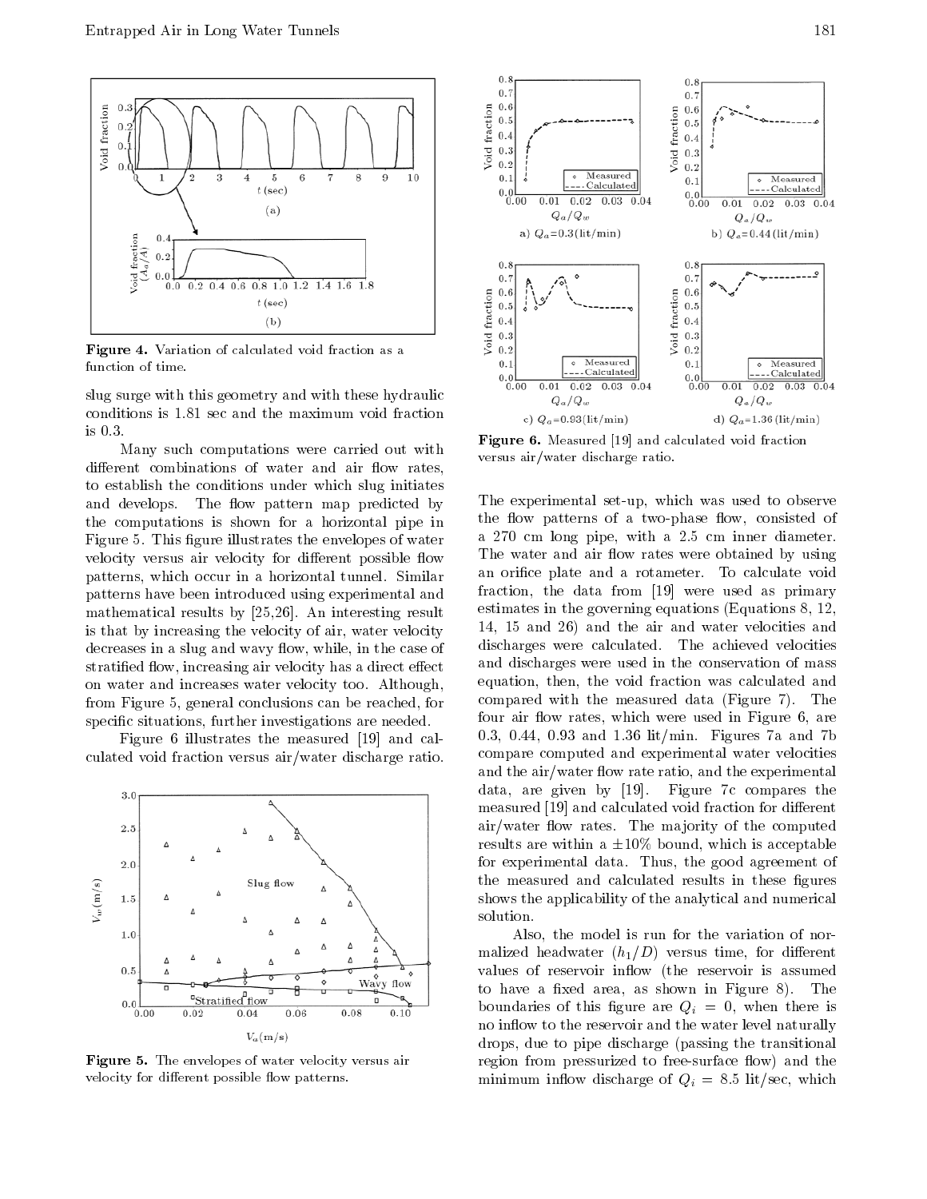**Figure 4.** Variation of calculated void fraction as a function of time.

slug surge with this geometry and with these hydraulic conditions is 1.81 sec and the maximum void fraction is 0.3.

Many such computations were carried out with different combinations of water and air flow rates, to establish the conditions under which slug initiates and develops. The flow pattern map predicted by the computations is shown for a horizontal pipe in Figure 5. This figure illustrates the envelopes of water velocity versus air velocity for different possible flow patterns, which occur in a horizontal tunnel. Similar patterns have been introduced using experimental and mathematical results by [25,26]. An interesting result is that by increasing the velocity of air, water velocity decreases in a slug and wavy flow, while, in the case of stratified flow, increasing air velocity has a direct effect on water and increases water velocity too. Although, from Figure 5, general conclusions can be reached, for specific situations, further investigations are needed.

Figure 6 illustrates the measured [19] and calculated void fraction versus air/water discharge ratio.

**Figure 5.** The envelopes of water velocity versus air velocity for different possible flow patterns.

**Figure 6.** Measured [19] and calculated void fraction versus air/water discharge ratio.

The experimental set-up, which was used to observe the flow patterns of a two-phase flow, consisted of a 270 cm long pipe, with a 2.5 cm inner diameter. The water and air flow rates were obtained by using an orifice plate and a rotameter. To calculate void fraction, the data from [19] were used as primary estimates in the governing equations (Equations 8, 12, 14, 15 and 26) and the air and water velocities and discharges were calculated. The achieved velocities and discharges were used in the conservation of mass equation, then, the void fraction was calculated and compared with the measured data (Figure 7). The four air flow rates, which were used in Figure 6, are 0.3, 0.44, 0.93 and 1.36 lit/min. Figures 7a and 7b compare computed and experimental water velocities and the air/water flow rate ratio, and the experimental data, are given by [19]. Figure 7c compares the measured [19] and calculated void fraction for different air/water flow rates. The majority of the computed results are within a $\pm 10\%$ bound, which is acceptable for experimental data. Thus, the good agreement of the measured and calculated results in these figures shows the applicability of the analytical and numerical solution.

Also, the model is run for the variation of normalized headwater ($h_1/D$) versus time, for different values of reservoir inflow (the reservoir is assumed to have a fixed area, as shown in Figure 8). The boundaries of this figure are $Q_i = 0$, when there is no inflow to the reservoir and the water level naturally drops, due to pipe discharge (passing the transitional region from pressurized to free-surface flow) and the minimum inflow discharge of $Q_i = 8.5$ lit/sec, which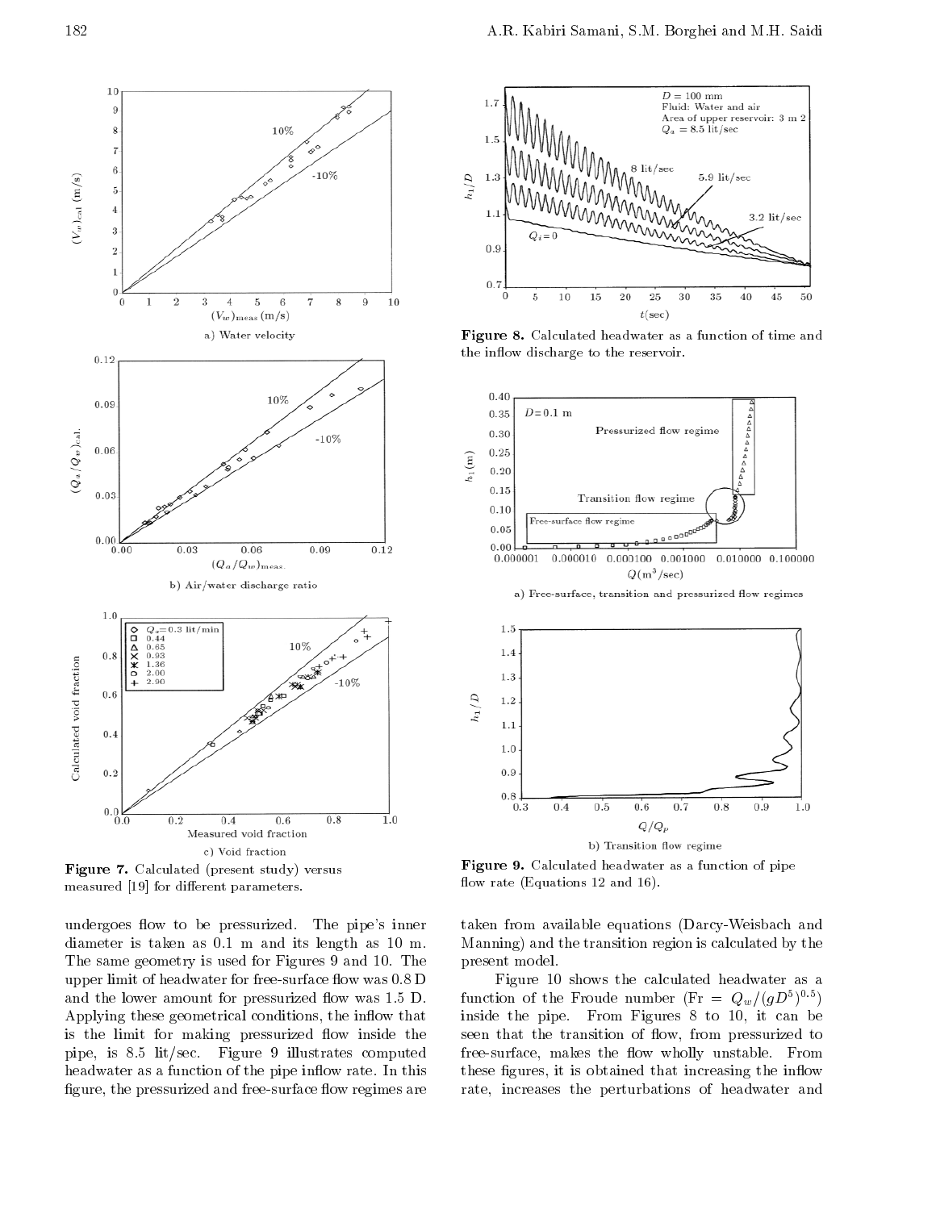Figure 7. Calculated (present study) versus measured [19] for different parameters.

Figure 8. Calculated headwater as a function of time and the inflow discharge to the reservoir.

Figure 9. Calculated headwater as a function of pipe flow rate (Equations 12 and 16).

undergoes flow to be pressurized. The pipe's inner diameter is taken as 0.1 m and its length as 10 m. The same geometry is used for Figures 9 and 10. The upper limit of headwater for free-surface flow was 0.8 D and the lower amount for pressurized flow was 1.5 D. Applying these geometrical conditions, the inflow that is the limit for making pressurized flow inside the pipe, is 8.5 lit/sec. Figure 9 illustrates computed headwater as a function of the pipe inflow rate. In this figure, the pressurized and free-surface flow regimes are taken from available equations (Darcy-Weisbach and Manning) and the transition region is calculated by the present model.

Figure 10 shows the calculated headwater as a function of the Froude number ($Fr = Q_w/(gD^5)^{0.5}$) inside the pipe. From Figures 8 to 10, it can be seen that the transition of flow, from pressurized to free-surface, makes the flow wholly unstable. From these figures, it is obtained that increasing the inflow rate, increases the perturbations of headwater and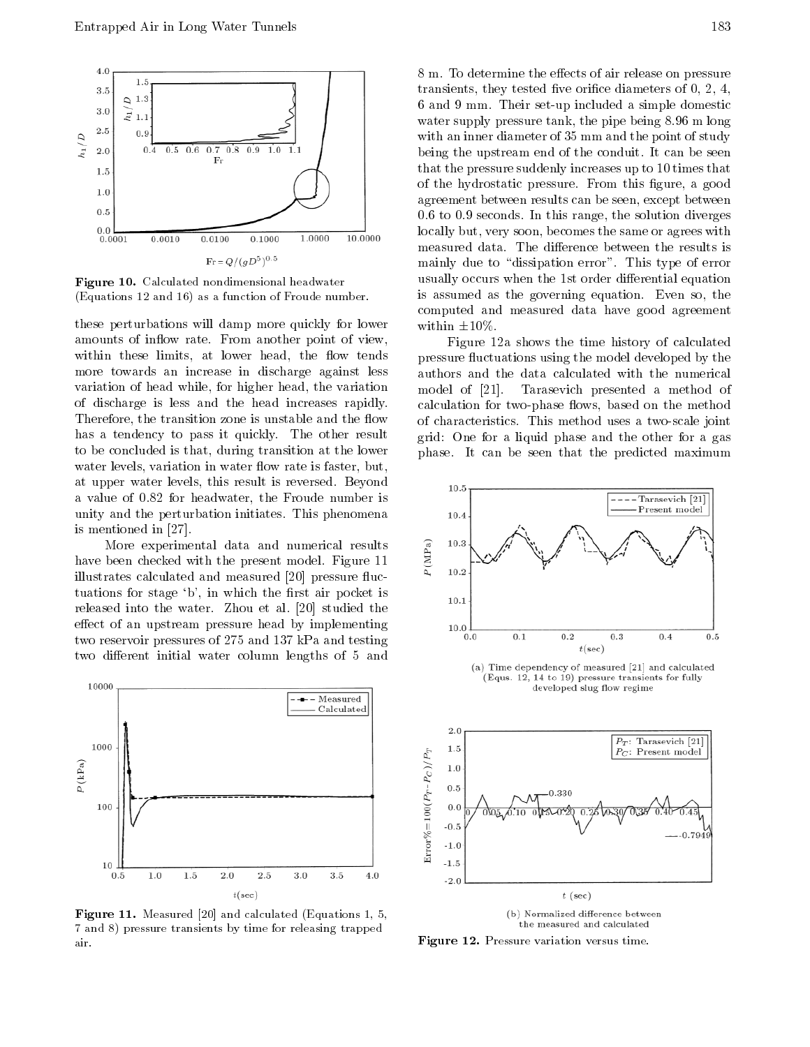Figure 10. Calculated nondimensional headwater (Equations 12 and 16) as a function of Froude number.

these perturbations will damp more quickly for lower amounts of inflow rate. From another point of view, within these limits, at lower head, the flow tends more towards an increase in discharge against less variation of head while, for higher head, the variation of discharge is less and the head increases rapidly. Therefore, the transition zone is unstable and the flow has a tendency to pass it quickly. The other result to be concluded is that, during transition at the lower water levels, variation in water flow rate is faster, but, at upper water levels, this result is reversed. Beyond a value of 0.82 for headwater, the Froude number is unity and the perturbation initiates. This phenomena is mentioned in [27].

More experimental data and numerical results have been checked with the present model. Figure 11 illustrates calculated and measured [20] pressure fluctuations for stage 'b', in which the first air pocket is released into the water. Zhou et al. [20] studied the effect of an upstream pressure head by implementing two reservoir pressures of 275 and 137 kPa and testing two different initial water column lengths of 5 and 8 m. To determine the effects of air release on pressure transients, they tested five orifice diameters of 0, 2, 4, 6 and 9 mm. Their set-up included a simple domestic water supply pressure tank, the pipe being 8.96 m long with an inner diameter of 35 mm and the point of study being the upstream end of the conduit. It can be seen that the pressure suddenly increases up to 10 times that of the hydrostatic pressure. From this figure, a good agreement between results can be seen, except between 0.6 to 0.9 seconds. In this range, the solution diverges locally but, very soon, becomes the same or agrees with measured data. The difference between the results is mainly due to "dissipation error". This type of error usually occurs when the 1st order differential equation is assumed as the governing equation. Even so, the computed and measured data have good agreement within $\pm 10\%$.

Figure 12a shows the time history of calculated pressure fluctuations using the model developed by the authors and the data calculated with the numerical model of [21]. Tarasevich presented a method of calculation for two-phase flows, based on the method of characteristics. This method uses a two-scale joint grid: One for a liquid phase and the other for a gas phase. It can be seen that the predicted maximum

Figure 11. Measured [20] and calculated (Equations 1, 5, 7 and 8) pressure transients by time for releasing trapped air.

(a) Time dependency of measured [21] and calculated (Equs. 12, 14 to 19) pressure transients for fully developed slug flow regime

(b) Normalized difference between the measured and calculated

Figure 12. Pressure variation versus time.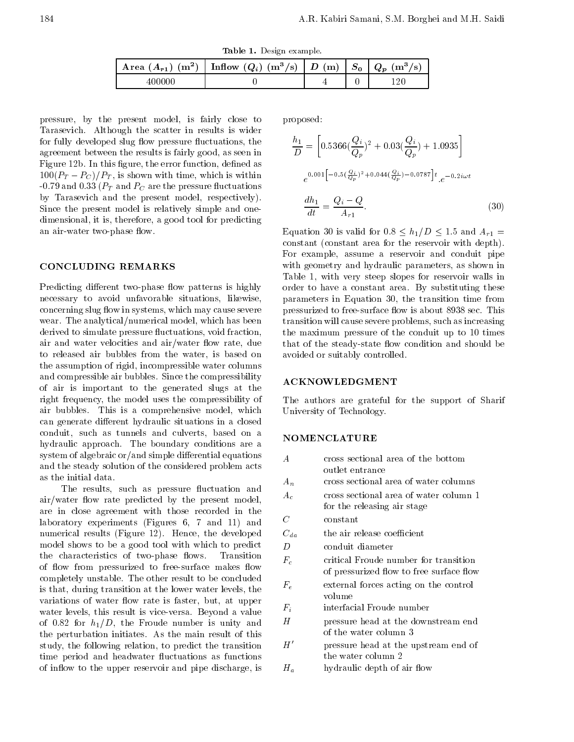Table 1. Design example.

| Area ($A_{r1}$) ($m^2$) | Inflow ($Q_i$) ($m^3$/s) | $D$ (m) | $S_0$ | $Q_p$ ($m^3$/s) |
|---|---|---|---|---|
| 400000 | 0 | 4 | 0 | 120 |

pressure, by the present model, is fairly close to Tarasevich. Although the scatter in results is wider for fully developed slug flow pressure fluctuations, the agreement between the results is fairly good, as seen in Figure 12b. In this figure, the error function, defined as $100(P_T - P_C)/P_T$, is shown with time, which is within -0.79 and 0.33 ($P_T$ and $P_C$ are the pressure fluctuations by Tarasevich and the present model, respectively). Since the present model is relatively simple and one-dimensional, it is, therefore, a good tool for predicting an air-water two-phase flow.

## CONCLUDING REMARKS

Predicting different two-phase flow patterns is highly necessary to avoid unfavorable situations, likewise, concerning slug flow in systems, which may cause severe wear. The analytical/numerical model, which has been derived to simulate pressure fluctuations, void fraction, air and water velocities and air/water flow rate, due to released air bubbles from the water, is based on the assumption of rigid, incompressible water columns and compressible air bubbles. Since the compressibility of air is important to the generated slugs at the right frequency, the model uses the compressibility of air bubbles. This is a comprehensive model, which can generate different hydraulic situations in a closed conduit, such as tunnels and culverts, based on a hydraulic approach. The boundary conditions are a system of algebraic or/and simple differential equations and the steady solution of the considered problem acts as the initial data.

The results, such as pressure fluctuation and air/water flow rate predicted by the present model, are in close agreement with those recorded in the laboratory experiments (Figures 6, 7 and 11) and numerical results (Figure 12). Hence, the developed model shows to be a good tool with which to predict the characteristics of two-phase flows. Transition of flow from pressurized to free-surface makes flow completely unstable. The other result to be concluded is that, during transition at the lower water levels, the variations of water flow rate is faster, but, at upper water levels, this result is vice-versa. Beyond a value of 0.82 for $h_1/D$, the Froude number is unity and the perturbation initiates. As the main result of this study, the following relation, to predict the transition time period and headwater fluctuations as functions of inflow to the upper reservoir and pipe discharge, is proposed:

$$\frac{h_1}{D} = \left[0.5366(\frac{Q_i}{Q_p})^2 + 0.03(\frac{Q_i}{Q_p}) + 1.0935\right]$$

$$e^{0.001\left[-0.5(\frac{Q_i}{Q_p})^2+0.044(\frac{Q_i}{Q_p})-0.0787\right]t}.e^{-0.2i\omega t}$$

$$\frac{dh_1}{dt} = \frac{Q_i - Q}{A_{r1}}. \tag{30}$$

Equation 30 is valid for $0.8 \leq h_1/D \leq 1.5$ and $A_{r1} =$ constant (constant area for the reservoir with depth). For example, assume a reservoir and conduit pipe with geometry and hydraulic parameters, as shown in Table 1, with very steep slopes for reservoir walls in order to have a constant area. By substituting these parameters in Equation 30, the transition time from pressurized to free-surface flow is about 8938 sec. This transition will cause severe problems, such as increasing the maximum pressure of the conduit up to 10 times that of the steady-state flow condition and should be avoided or suitably controlled.

## ACKNOWLEDGMENT

The authors are grateful for the support of Sharif University of Technology.

## NOMENCLATURE

| | |
|---|---|
| $A$ | cross sectional area of the bottom outlet entrance |
| $A_n$ | cross sectional area of water columns |
| $A_c$ | cross sectional area of water column 1 for the releasing air stage |
| $C$ | constant |
| $C_{da}$ | the air release coefficient |
| $D$ | conduit diameter |
| $F_c$ | critical Froude number for transition of pressurized flow to free surface flow |
| $F_e$ | external forces acting on the control volume |
| $F_i$ | interfacial Froude number |
| $H$ | pressure head at the downstream end of the water column 3 |
| $H'$ | pressure head at the upstream end of the water column 2 |
| $H_a$ | hydraulic depth of air flow |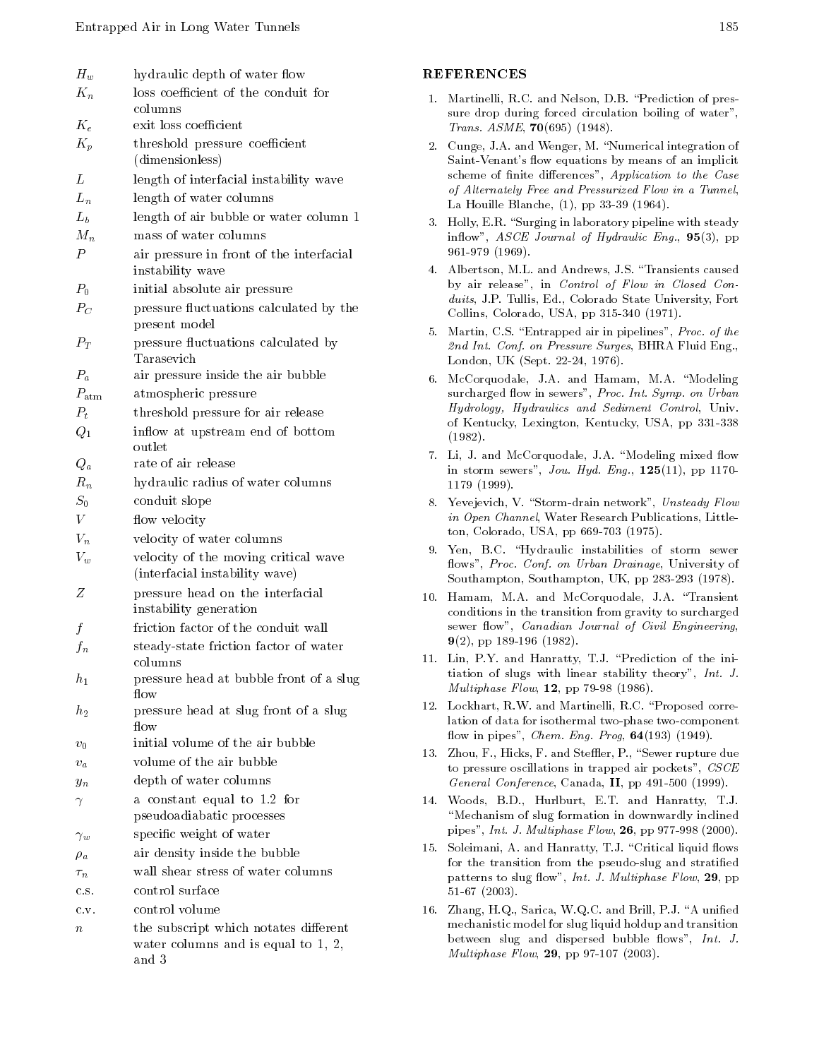| | |
|---|---|
| $H_w$ | hydraulic depth of water flow |
| $K_n$ | loss coefficient of the conduit for columns |
| $K_e$ | exit loss coefficient |
| $K_p$ | threshold pressure coefficient (dimensionless) |
| $L$ | length of interfacial instability wave |
| $L_n$ | length of water columns |
| $L_b$ | length of air bubble or water column 1 |
| $M_n$ | mass of water columns |
| $P$ | air pressure in front of the interfacial instability wave |
| $P_0$ | initial absolute air pressure |
| $P_C$ | pressure fluctuations calculated by the present model |
| $P_T$ | pressure fluctuations calculated by Tarasevich |
| $P_a$ | air pressure inside the air bubble |
| $P_{\text{atm}}$ | atmospheric pressure |
| $P_t$ | threshold pressure for air release |
| $Q_1$ | inflow at upstream end of bottom outlet |
| $Q_a$ | rate of air release |
| $R_n$ | hydraulic radius of water columns |
| $S_0$ | conduit slope |
| $V$ | flow velocity |
| $V_n$ | velocity of water columns |
| $V_w$ | velocity of the moving critical wave (interfacial instability wave) |
| $Z$ | pressure head on the interfacial instability generation |
| $f$ | friction factor of the conduit wall |
| $f_n$ | steady-state friction factor of water columns |
| $h_1$ | pressure head at bubble front of a slug flow |
| $h_2$ | pressure head at slug front of a slug flow |
| $v_0$ | initial volume of the air bubble |
| $v_a$ | volume of the air bubble |
| $y_n$ | depth of water columns |
| $\gamma$ | a constant equal to 1.2 for pseudoadiabatic processes |
| $\gamma_w$ | specific weight of water |
| $\rho_a$ | air density inside the bubble |
| $\tau_n$ | wall shear stress of water columns |
| c.s. | control surface |
| c.v. | control volume |
| $n$ | the subscript which notates different water columns and is equal to 1, 2, and 3 |

## REFERENCES

1. Martinelli, R.C. and Nelson, D.B. "Prediction of pressure drop during forced circulation boiling of water", *Trans. ASME*, **70**(695) (1948).
2. Cunge, J.A. and Wenger, M. "Numerical integration of Saint-Venant's flow equations by means of an implicit scheme of finite differences", *Application to the Case of Alternately Free and Pressurized Flow in a Tunnel*, La Houille Blanche, (1), pp 33-39 (1964).
3. Holly, E.R. "Surging in laboratory pipeline with steady inflow", *ASCE Journal of Hydraulic Eng.*, **95**(3), pp 961-979 (1969).
4. Albertson, M.L. and Andrews, J.S. "Transients caused by air release", in *Control of Flow in Closed Conduits*, J.P. Tullis, Ed., Colorado State University, Fort Collins, Colorado, USA, pp 315-340 (1971).
5. Martin, C.S. "Entrapped air in pipelines", *Proc. of the 2nd Int. Conf. on Pressure Surges*, BHRA Fluid Eng., London, UK (Sept. 22-24, 1976).
6. McCorquodale, J.A. and Hamam, M.A. "Modeling surcharged flow in sewers", *Proc. Int. Symp. on Urban Hydrology, Hydraulics and Sediment Control*, Univ. of Kentucky, Lexington, Kentucky, USA, pp 331-338 (1982).
7. Li, J. and McCorquodale, J.A. "Modeling mixed flow in storm sewers", *Jou. Hyd. Eng.*, **125**(11), pp 1170-1179 (1999).
8. Yevejevich, V. "Storm-drain network", *Unsteady Flow in Open Channel*, Water Research Publications, Littleton, Colorado, USA, pp 669-703 (1975).
9. Yen, B.C. "Hydraulic instabilities of storm sewer flows", *Proc. Conf. on Urban Drainage*, University of Southampton, Southampton, UK, pp 283-293 (1978).
10. Hamam, M.A. and McCorquodale, J.A. "Transient conditions in the transition from gravity to surcharged sewer flow", *Canadian Journal of Civil Engineering*, **9**(2), pp 189-196 (1982).
11. Lin, P.Y. and Hanratty, T.J. "Prediction of the initiation of slugs with linear stability theory", *Int. J. Multiphase Flow*, **12**, pp 79-98 (1986).
12. Lockhart, R.W. and Martinelli, R.C. "Proposed correlation of data for isothermal two-phase two-component flow in pipes", *Chem. Eng. Prog*, **64**(193) (1949).
13. Zhou, F., Hicks, F. and Steffler, P., "Sewer rupture due to pressure oscillations in trapped air pockets", *CSCE General Conference*, Canada, **II**, pp 491-500 (1999).
14. Woods, B.D., Hurlburt, E.T. and Hanratty, T.J. "Mechanism of slug formation in downwardly inclined pipes", *Int. J. Multiphase Flow*, **26**, pp 977-998 (2000).
15. Soleimani, A. and Hanratty, T.J. "Critical liquid flows for the transition from the pseudo-slug and stratified patterns to slug flow", *Int. J. Multiphase Flow*, **29**, pp 51-67 (2003).
16. Zhang, H.Q., Sarica, W.Q.C. and Brill, P.J. "A unified mechanistic model for slug liquid holdup and transition between slug and dispersed bubble flows", *Int. J. Multiphase Flow*, **29**, pp 97-107 (2003).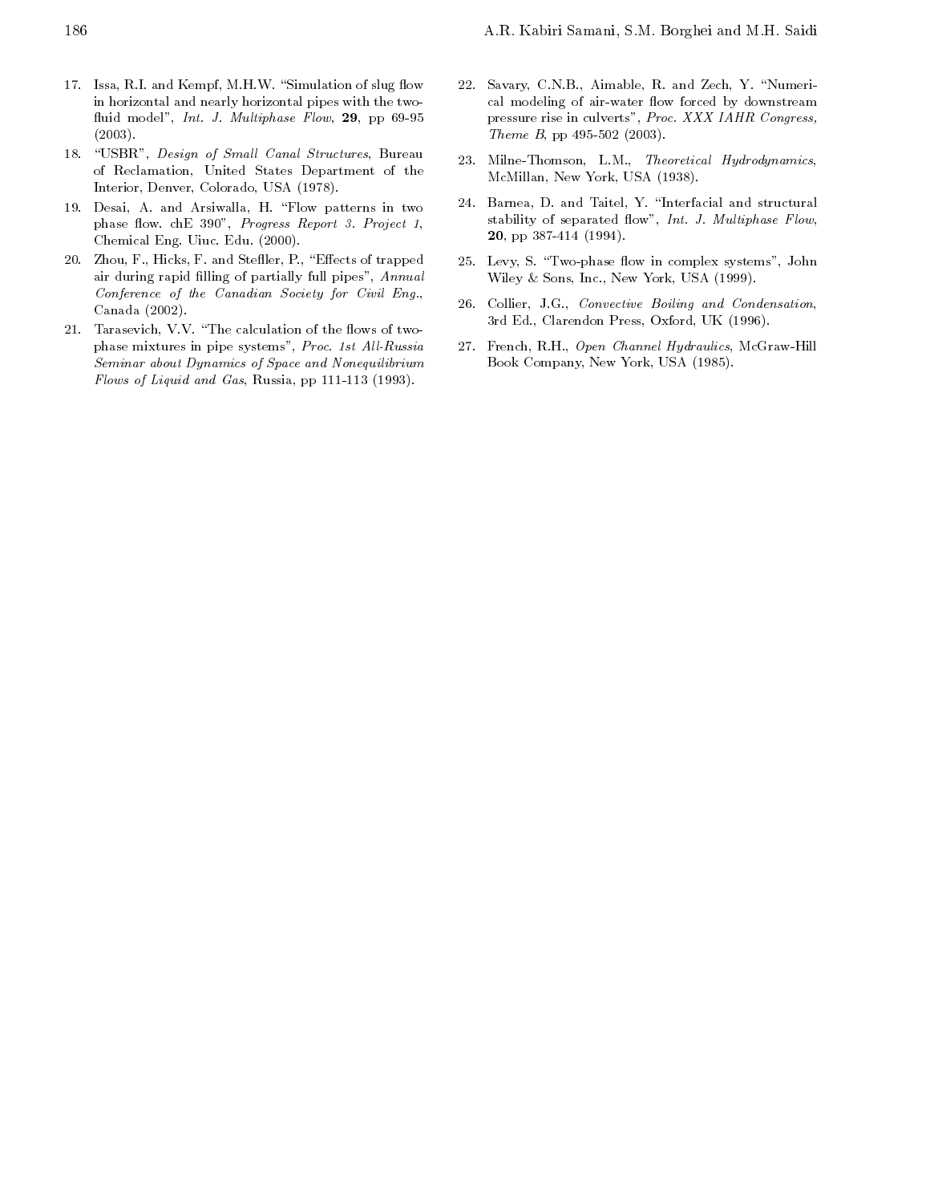17. Issa, R.I. and Kempf, M.H.W. "Simulation of slug flow in horizontal and nearly horizontal pipes with the two-fluid model", *Int. J. Multiphase Flow*, **29**, pp 69-95 (2003).

18. "USBR", *Design of Small Canal Structures*, Bureau of Reclamation, United States Department of the Interior, Denver, Colorado, USA (1978).

19. Desai, A. and Arsiwalla, H. "Flow patterns in two phase flow. chE 390", *Progress Report 3. Project 1*, Chemical Eng. Uiuc. Edu. (2000).

20. Zhou, F., Hicks, F. and Steffler, P., "Effects of trapped air during rapid filling of partially full pipes", *Annual Conference of the Canadian Society for Civil Eng.*, Canada (2002).

21. Tarasevich, V.V. "The calculation of the flows of two-phase mixtures in pipe systems", *Proc. 1st All-Russia Seminar about Dynamics of Space and Nonequilibrium Flows of Liquid and Gas*, Russia, pp 111-113 (1993).

22. Savary, C.N.B., Aimable, R. and Zech, Y. "Numerical modeling of air-water flow forced by downstream pressure rise in culverts", *Proc. XXX IAHR Congress, Theme B*, pp 495-502 (2003).

23. Milne-Thomson, L.M., *Theoretical Hydrodynamics*, McMillan, New York, USA (1938).

24. Barnea, D. and Taitel, Y. "Interfacial and structural stability of separated flow", *Int. J. Multiphase Flow*, **20**, pp 387-414 (1994).

25. Levy, S. "Two-phase flow in complex systems", John Wiley & Sons, Inc., New York, USA (1999).

26. Collier, J.G., *Convective Boiling and Condensation*, 3rd Ed., Clarendon Press, Oxford, UK (1996).

27. French, R.H., *Open Channel Hydraulics*, McGraw-Hill Book Company, New York, USA (1985).